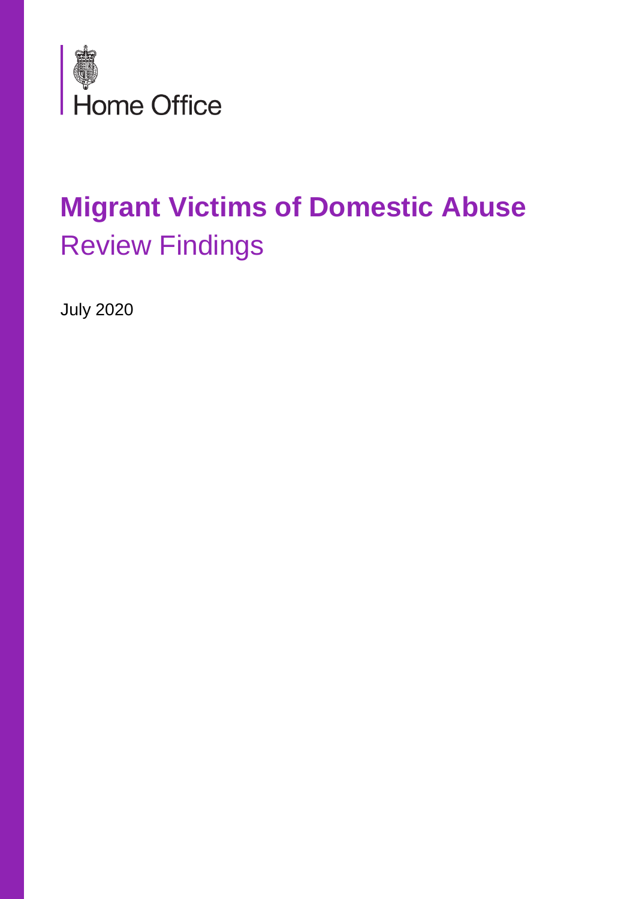Home Office

# Migrant Victims of Domestic Abuse

## Review Findings

July 2020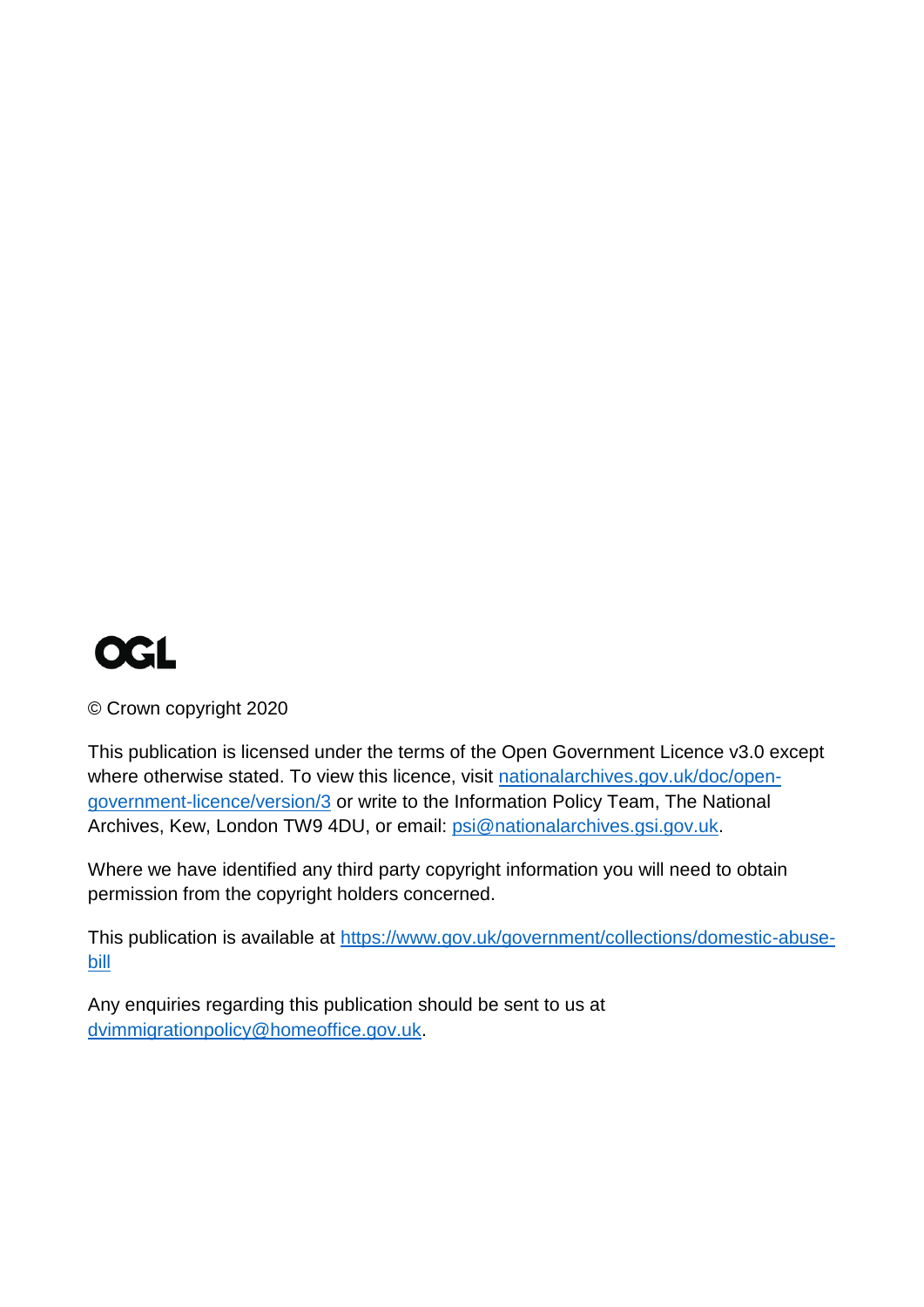OGL

© Crown copyright 2020

This publication is licensed under the terms of the Open Government Licence v3.0 except where otherwise stated. To view this licence, visit nationalarchives.gov.uk/doc/open-government-licence/version/3 or write to the Information Policy Team, The National Archives, Kew, London TW9 4DU, or email: psi@nationalarchives.gsi.gov.uk.

Where we have identified any third party copyright information you will need to obtain permission from the copyright holders concerned.

This publication is available at https://www.gov.uk/government/collections/domestic-abuse-bill

Any enquiries regarding this publication should be sent to us at dvimmigrationpolicy@homeoffice.gov.uk.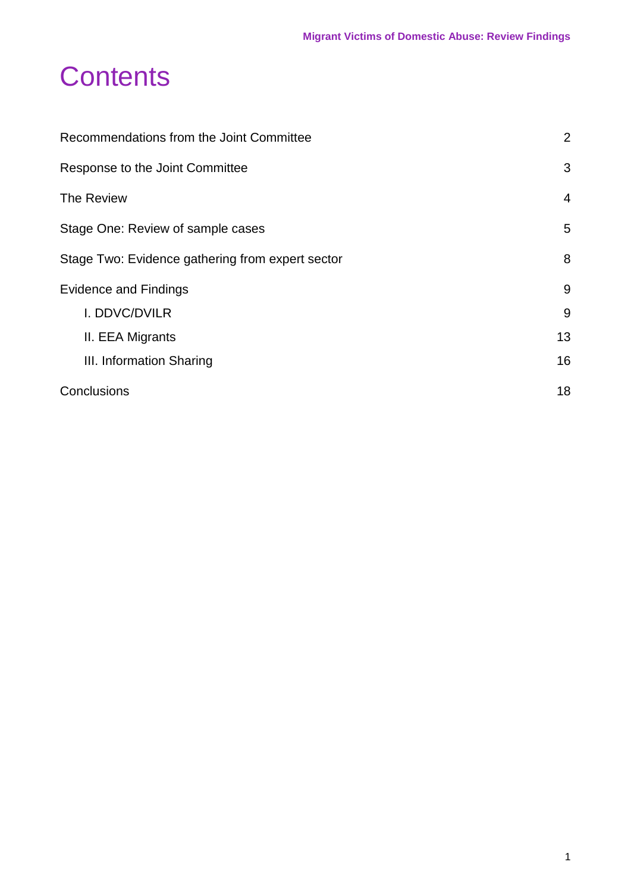# Contents

| | |
|---|---|
| Recommendations from the Joint Committee | 2 |
| Response to the Joint Committee | 3 |
| The Review | 4 |
| Stage One: Review of sample cases | 5 |
| Stage Two: Evidence gathering from expert sector | 8 |
| Evidence and Findings | 9 |
| I. DDVC/DVILR | 9 |
| II. EEA Migrants | 13 |
| III. Information Sharing | 16 |
| Conclusions | 18 |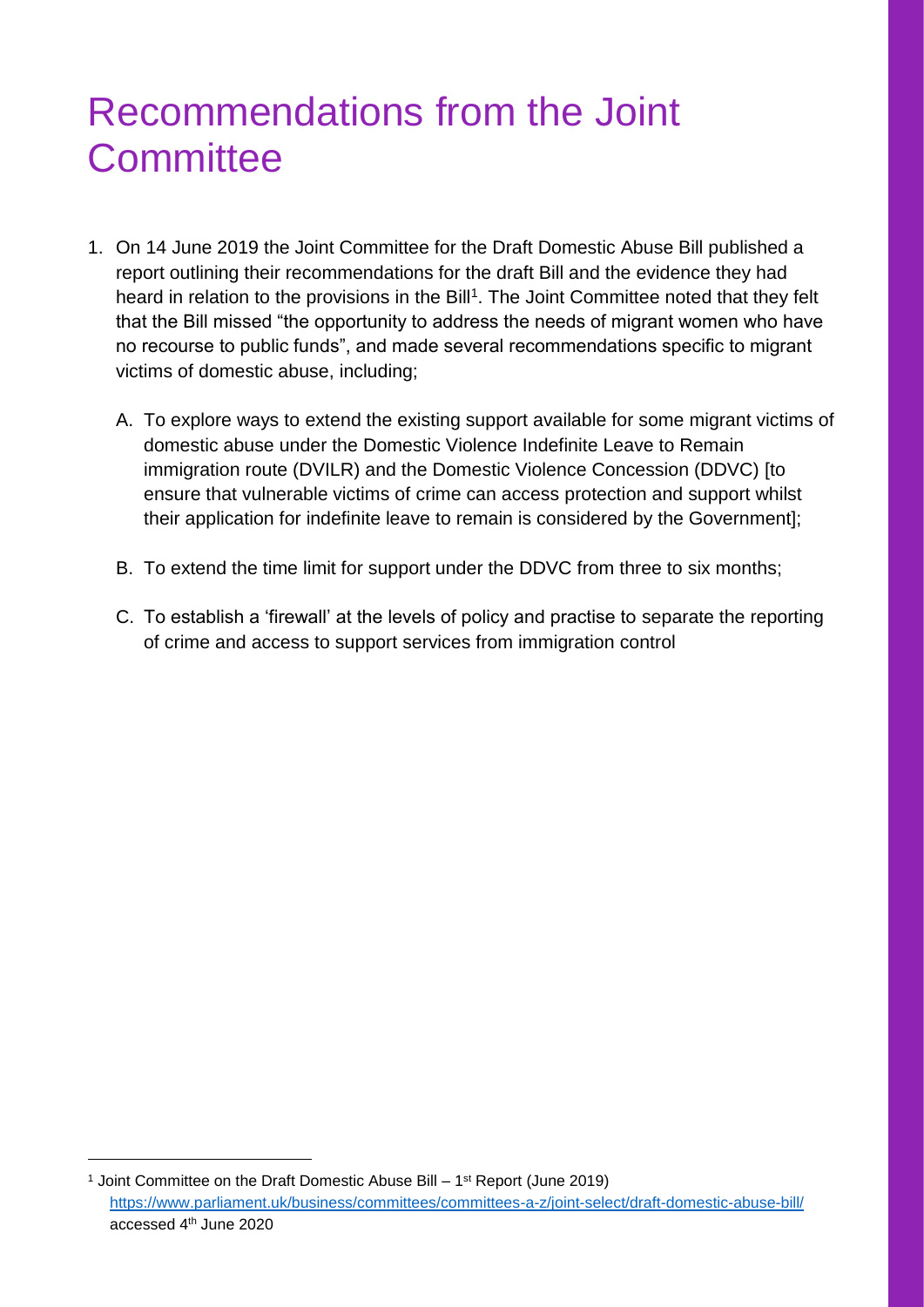# Recommendations from the Joint Committee

1. On 14 June 2019 the Joint Committee for the Draft Domestic Abuse Bill published a report outlining their recommendations for the draft Bill and the evidence they had heard in relation to the provisions in the Bill[1]. The Joint Committee noted that they felt that the Bill missed "the opportunity to address the needs of migrant women who have no recourse to public funds", and made several recommendations specific to migrant victims of domestic abuse, including;

   A. To explore ways to extend the existing support available for some migrant victims of domestic abuse under the Domestic Violence Indefinite Leave to Remain immigration route (DVILR) and the Domestic Violence Concession (DDVC) [to ensure that vulnerable victims of crime can access protection and support whilst their application for indefinite leave to remain is considered by the Government];

   B. To extend the time limit for support under the DDVC from three to six months;

   C. To establish a 'firewall' at the levels of policy and practise to separate the reporting of crime and access to support services from immigration control

---

[1] Joint Committee on the Draft Domestic Abuse Bill – 1st Report (June 2019) https://www.parliament.uk/business/committees/committees-a-z/joint-select/draft-domestic-abuse-bill/ accessed 4th June 2020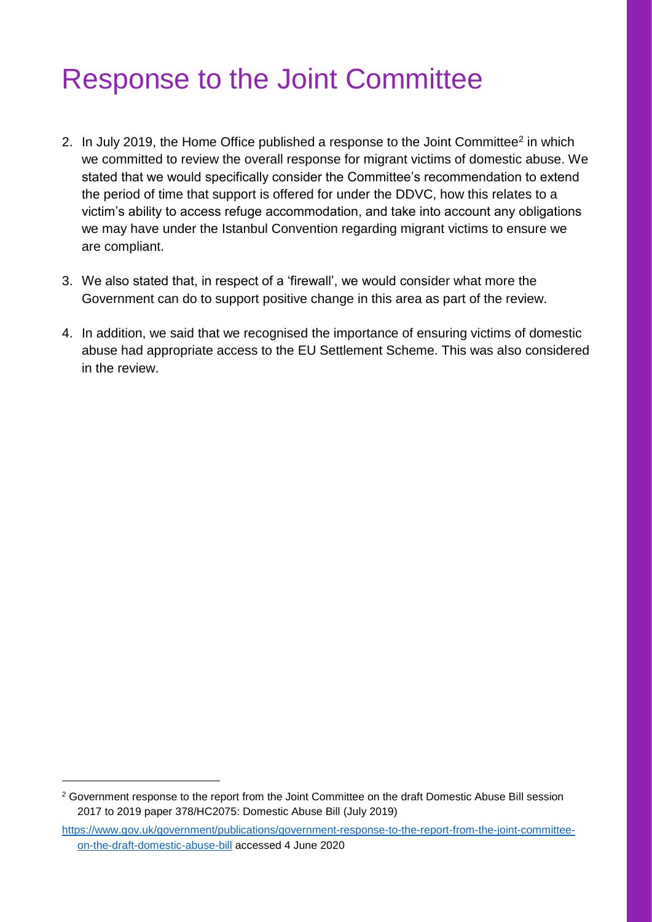# Response to the Joint Committee

2. In July 2019, the Home Office published a response to the Joint Committee[2] in which we committed to review the overall response for migrant victims of domestic abuse. We stated that we would specifically consider the Committee's recommendation to extend the period of time that support is offered for under the DDVC, how this relates to a victim's ability to access refuge accommodation, and take into account any obligations we may have under the Istanbul Convention regarding migrant victims to ensure we are compliant.

3. We also stated that, in respect of a 'firewall', we would consider what more the Government can do to support positive change in this area as part of the review.

4. In addition, we said that we recognised the importance of ensuring victims of domestic abuse had appropriate access to the EU Settlement Scheme. This was also considered in the review.

---

[2] Government response to the report from the Joint Committee on the draft Domestic Abuse Bill session 2017 to 2019 paper 378/HC2075: Domestic Abuse Bill (July 2019)

https://www.gov.uk/government/publications/government-response-to-the-report-from-the-joint-committee-on-the-draft-domestic-abuse-bill accessed 4 June 2020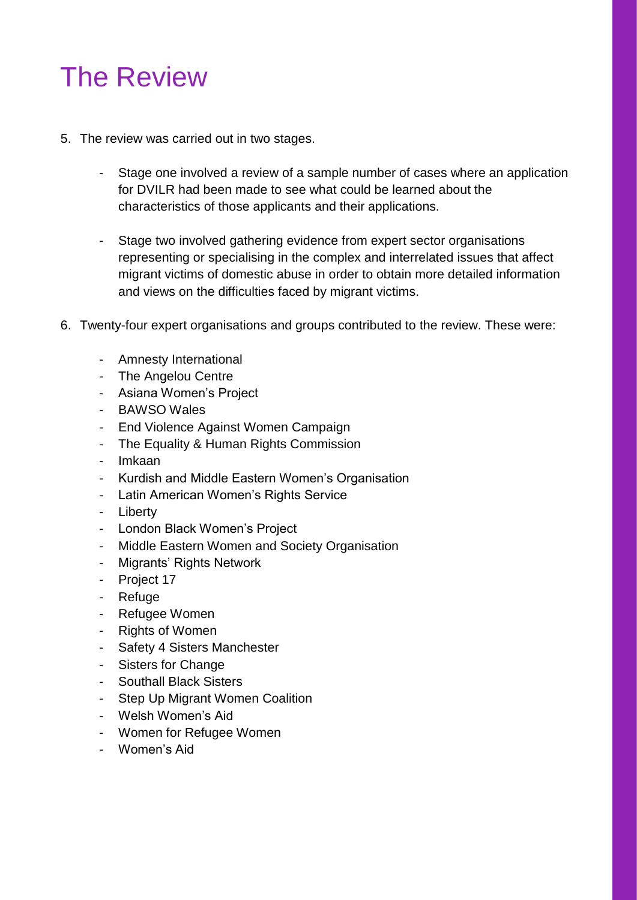# The Review

5. The review was carried out in two stages.

   - Stage one involved a review of a sample number of cases where an application for DVILR had been made to see what could be learned about the characteristics of those applicants and their applications.

   - Stage two involved gathering evidence from expert sector organisations representing or specialising in the complex and interrelated issues that affect migrant victims of domestic abuse in order to obtain more detailed information and views on the difficulties faced by migrant victims.

6. Twenty-four expert organisations and groups contributed to the review. These were:

   - Amnesty International
   - The Angelou Centre
   - Asiana Women's Project
   - BAWSO Wales
   - End Violence Against Women Campaign
   - The Equality & Human Rights Commission
   - Imkaan
   - Kurdish and Middle Eastern Women's Organisation
   - Latin American Women's Rights Service
   - Liberty
   - London Black Women's Project
   - Middle Eastern Women and Society Organisation
   - Migrants' Rights Network
   - Project 17
   - Refuge
   - Refugee Women
   - Rights of Women
   - Safety 4 Sisters Manchester
   - Sisters for Change
   - Southall Black Sisters
   - Step Up Migrant Women Coalition
   - Welsh Women's Aid
   - Women for Refugee Women
   - Women's Aid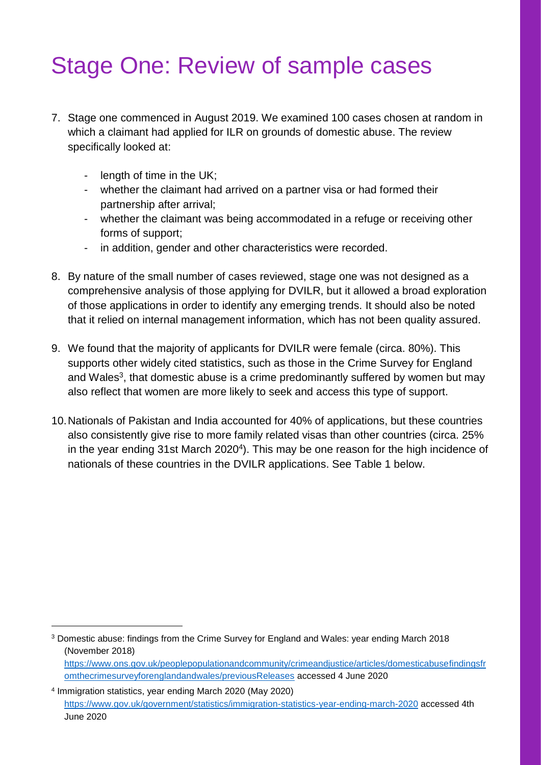# Stage One: Review of sample cases

7. Stage one commenced in August 2019. We examined 100 cases chosen at random in which a claimant had applied for ILR on grounds of domestic abuse. The review specifically looked at:

   - length of time in the UK;
   - whether the claimant had arrived on a partner visa or had formed their partnership after arrival;
   - whether the claimant was being accommodated in a refuge or receiving other forms of support;
   - in addition, gender and other characteristics were recorded.

8. By nature of the small number of cases reviewed, stage one was not designed as a comprehensive analysis of those applying for DVILR, but it allowed a broad exploration of those applications in order to identify any emerging trends. It should also be noted that it relied on internal management information, which has not been quality assured.

9. We found that the majority of applicants for DVILR were female (circa. 80%). This supports other widely cited statistics, such as those in the Crime Survey for England and Wales[3], that domestic abuse is a crime predominantly suffered by women but may also reflect that women are more likely to seek and access this type of support.

10. Nationals of Pakistan and India accounted for 40% of applications, but these countries also consistently give rise to more family related visas than other countries (circa. 25% in the year ending 31st March 2020[4]). This may be one reason for the high incidence of nationals of these countries in the DVILR applications. See Table 1 below.

---

[3] Domestic abuse: findings from the Crime Survey for England and Wales: year ending March 2018 (November 2018) https://www.ons.gov.uk/peoplepopulationandcommunity/crimeandjustice/articles/domesticabusefindingsfromthecrimesurveyforenglandandwales/previousReleases accessed 4 June 2020

[4] Immigration statistics, year ending March 2020 (May 2020) https://www.gov.uk/government/statistics/immigration-statistics-year-ending-march-2020 accessed 4th June 2020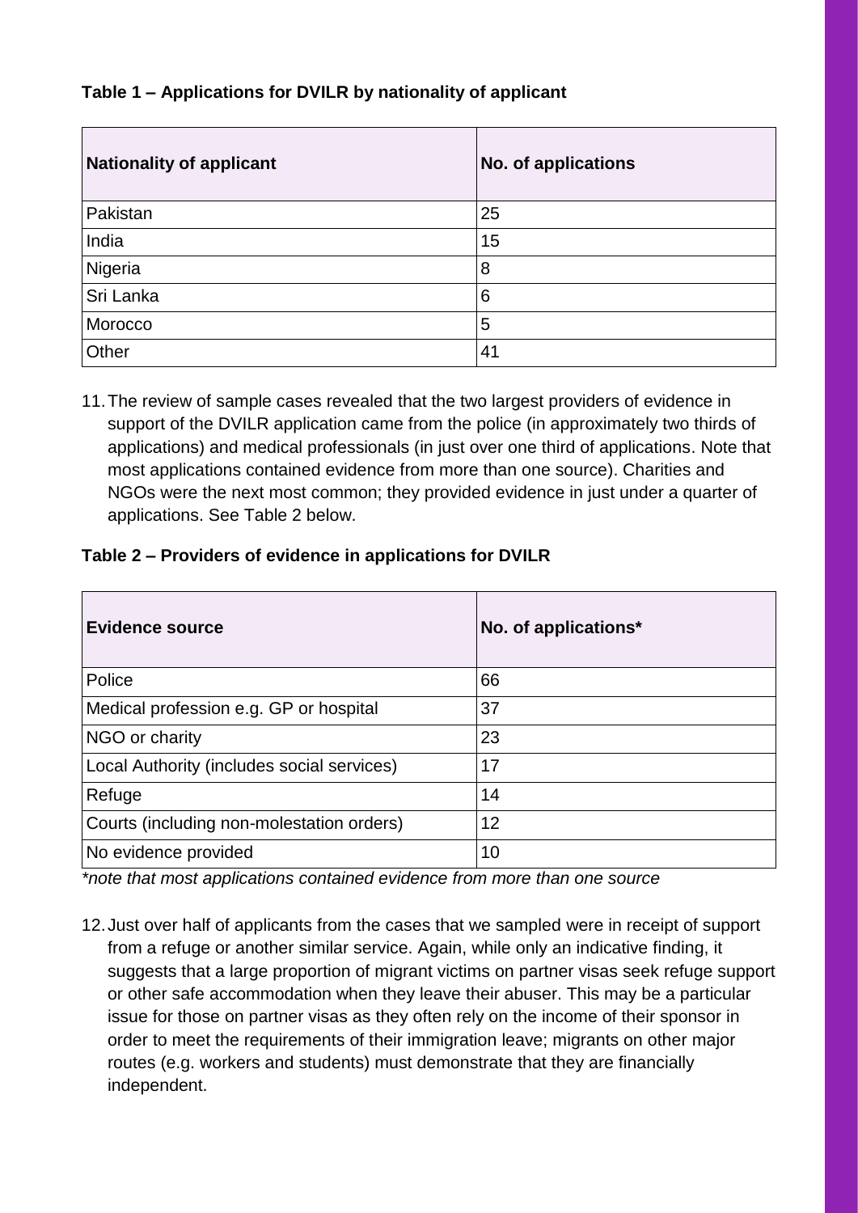**Table 1 – Applications for DVILR by nationality of applicant**

| Nationality of applicant | No. of applications |
|---|---|
| Pakistan | 25 |
| India | 15 |
| Nigeria | 8 |
| Sri Lanka | 6 |
| Morocco | 5 |
| Other | 41 |

11. The review of sample cases revealed that the two largest providers of evidence in support of the DVILR application came from the police (in approximately two thirds of applications) and medical professionals (in just over one third of applications. Note that most applications contained evidence from more than one source). Charities and NGOs were the next most common; they provided evidence in just under a quarter of applications. See Table 2 below.

**Table 2 – Providers of evidence in applications for DVILR**

| Evidence source | No. of applications* |
|---|---|
| Police | 66 |
| Medical profession e.g. GP or hospital | 37 |
| NGO or charity | 23 |
| Local Authority (includes social services) | 17 |
| Refuge | 14 |
| Courts (including non-molestation orders) | 12 |
| No evidence provided | 10 |

*\*note that most applications contained evidence from more than one source*

12. Just over half of applicants from the cases that we sampled were in receipt of support from a refuge or another similar service. Again, while only an indicative finding, it suggests that a large proportion of migrant victims on partner visas seek refuge support or other safe accommodation when they leave their abuser. This may be a particular issue for those on partner visas as they often rely on the income of their sponsor in order to meet the requirements of their immigration leave; migrants on other major routes (e.g. workers and students) must demonstrate that they are financially independent.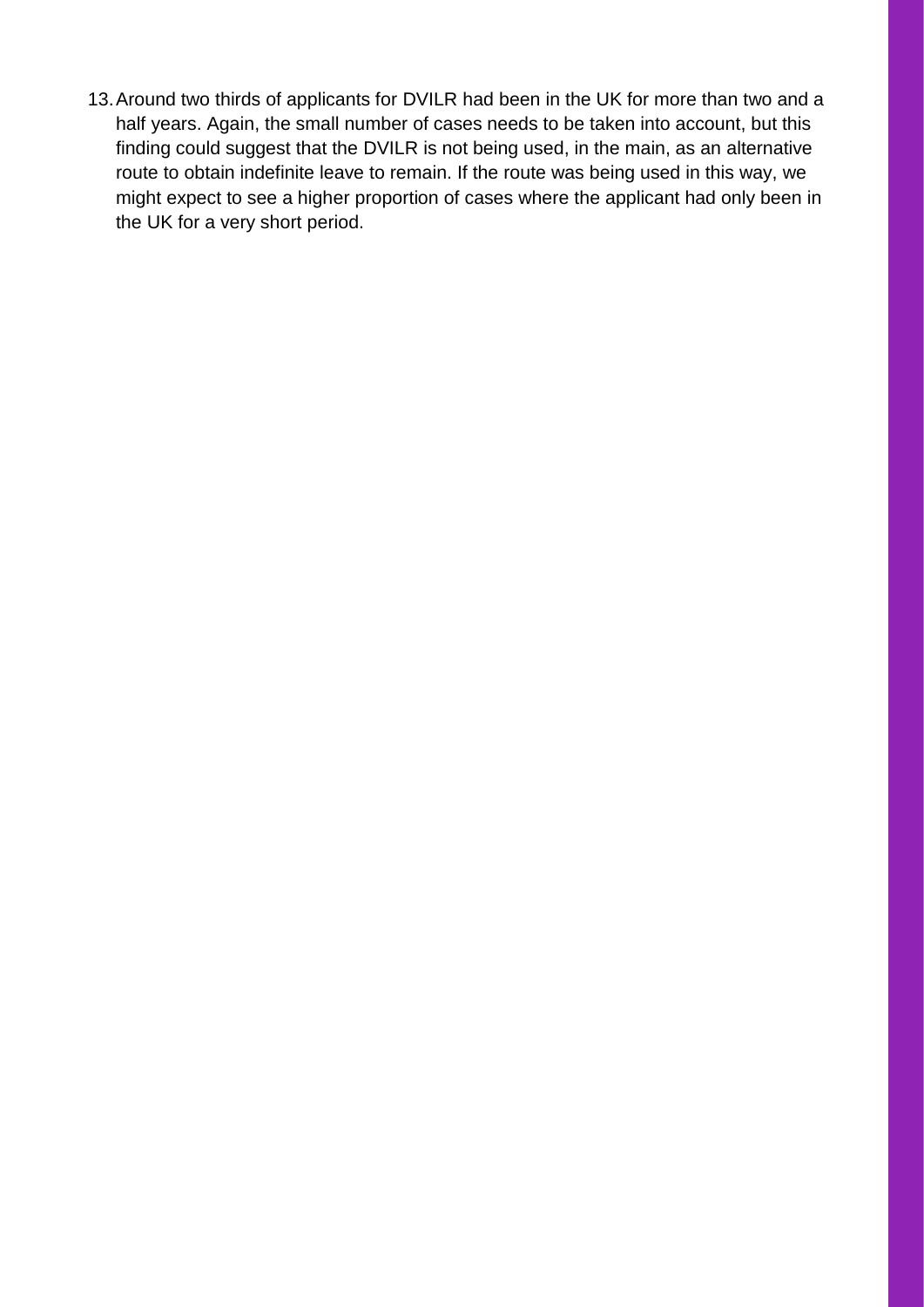13. Around two thirds of applicants for DVILR had been in the UK for more than two and a half years. Again, the small number of cases needs to be taken into account, but this finding could suggest that the DVILR is not being used, in the main, as an alternative route to obtain indefinite leave to remain. If the route was being used in this way, we might expect to see a higher proportion of cases where the applicant had only been in the UK for a very short period.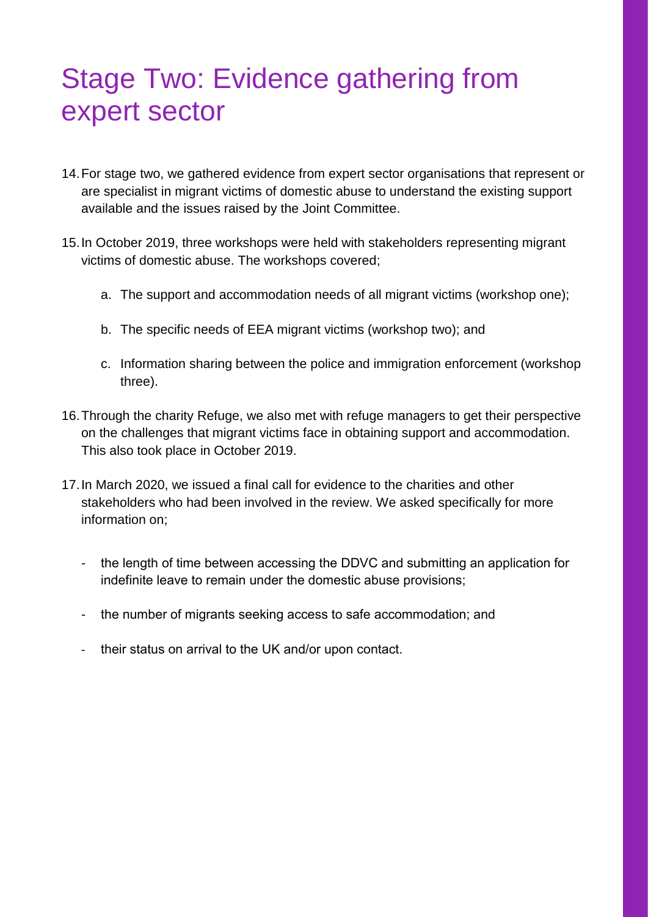# Stage Two: Evidence gathering from expert sector

14. For stage two, we gathered evidence from expert sector organisations that represent or are specialist in migrant victims of domestic abuse to understand the existing support available and the issues raised by the Joint Committee.

15. In October 2019, three workshops were held with stakeholders representing migrant victims of domestic abuse. The workshops covered;

    a. The support and accommodation needs of all migrant victims (workshop one);

    b. The specific needs of EEA migrant victims (workshop two); and

    c. Information sharing between the police and immigration enforcement (workshop three).

16. Through the charity Refuge, we also met with refuge managers to get their perspective on the challenges that migrant victims face in obtaining support and accommodation. This also took place in October 2019.

17. In March 2020, we issued a final call for evidence to the charities and other stakeholders who had been involved in the review. We asked specifically for more information on;

    - the length of time between accessing the DDVC and submitting an application for indefinite leave to remain under the domestic abuse provisions;

    - the number of migrants seeking access to safe accommodation; and

    - their status on arrival to the UK and/or upon contact.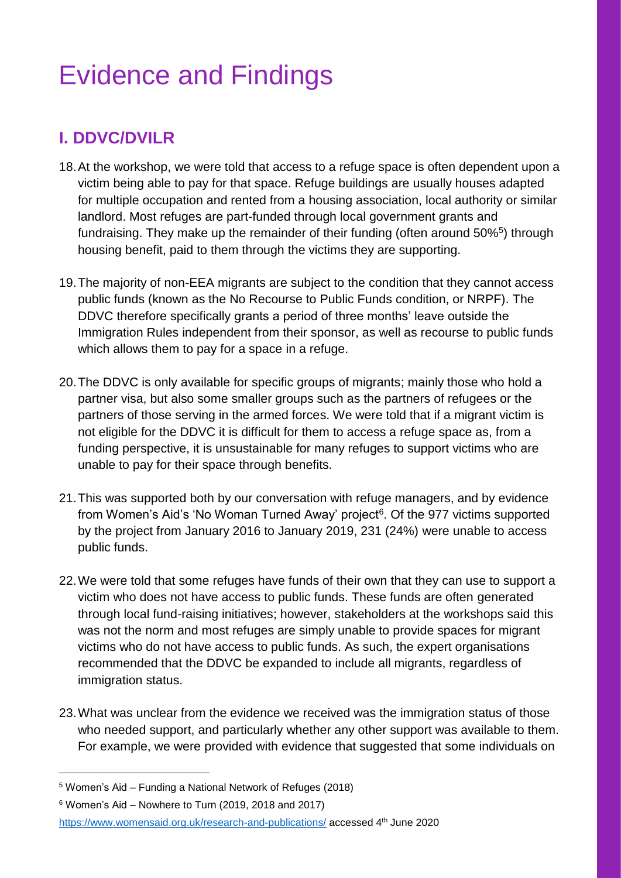# Evidence and Findings

## I. DDVC/DVILR

18. At the workshop, we were told that access to a refuge space is often dependent upon a victim being able to pay for that space. Refuge buildings are usually houses adapted for multiple occupation and rented from a housing association, local authority or similar landlord. Most refuges are part-funded through local government grants and fundraising. They make up the remainder of their funding (often around 50%[5]) through housing benefit, paid to them through the victims they are supporting.

19. The majority of non-EEA migrants are subject to the condition that they cannot access public funds (known as the No Recourse to Public Funds condition, or NRPF). The DDVC therefore specifically grants a period of three months' leave outside the Immigration Rules independent from their sponsor, as well as recourse to public funds which allows them to pay for a space in a refuge.

20. The DDVC is only available for specific groups of migrants; mainly those who hold a partner visa, but also some smaller groups such as the partners of refugees or the partners of those serving in the armed forces. We were told that if a migrant victim is not eligible for the DDVC it is difficult for them to access a refuge space as, from a funding perspective, it is unsustainable for many refuges to support victims who are unable to pay for their space through benefits.

21. This was supported both by our conversation with refuge managers, and by evidence from Women's Aid's 'No Woman Turned Away' project[6]. Of the 977 victims supported by the project from January 2016 to January 2019, 231 (24%) were unable to access public funds.

22. We were told that some refuges have funds of their own that they can use to support a victim who does not have access to public funds. These funds are often generated through local fund-raising initiatives; however, stakeholders at the workshops said this was not the norm and most refuges are simply unable to provide spaces for migrant victims who do not have access to public funds. As such, the expert organisations recommended that the DDVC be expanded to include all migrants, regardless of immigration status.

23. What was unclear from the evidence we received was the immigration status of those who needed support, and particularly whether any other support was available to them. For example, we were provided with evidence that suggested that some individuals on

---

[5] Women's Aid – Funding a National Network of Refuges (2018)

[6] Women's Aid – Nowhere to Turn (2019, 2018 and 2017) https://www.womensaid.org.uk/research-and-publications/ accessed 4th June 2020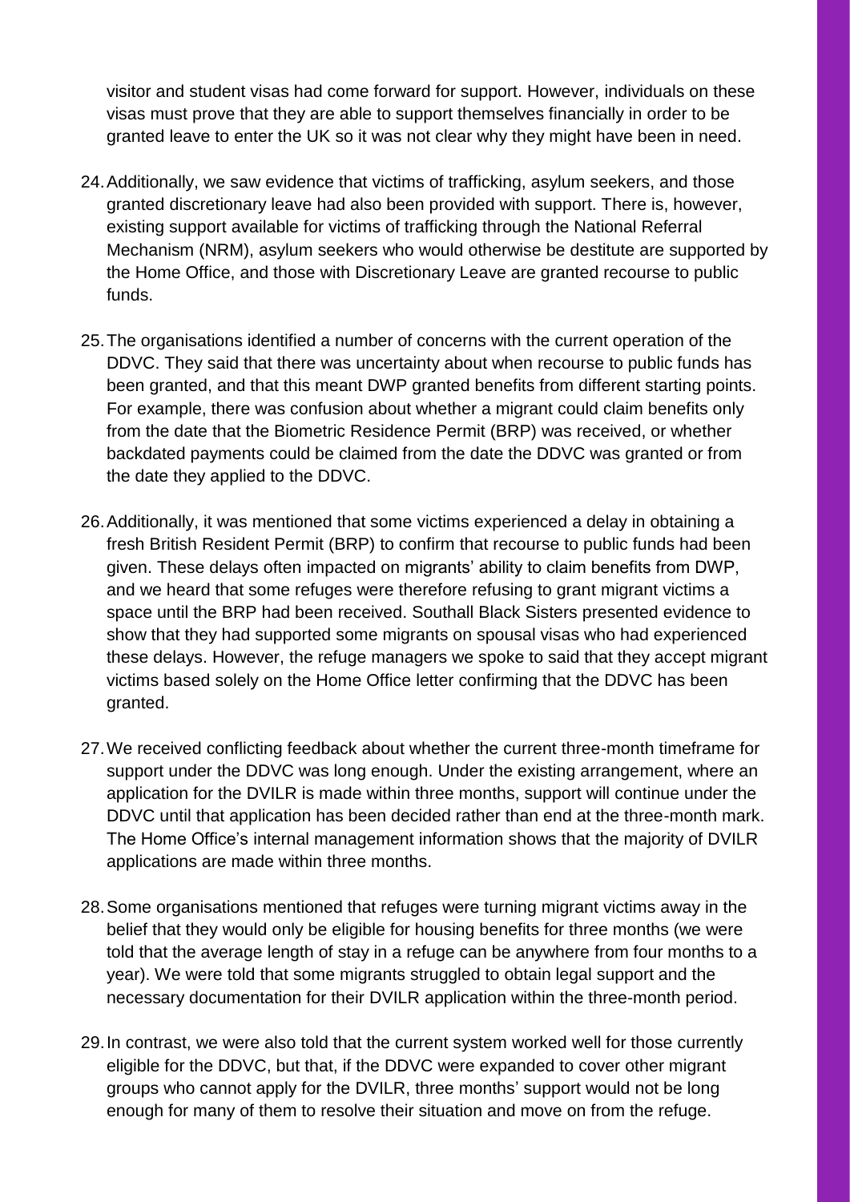visitor and student visas had come forward for support. However, individuals on these visas must prove that they are able to support themselves financially in order to be granted leave to enter the UK so it was not clear why they might have been in need.

24. Additionally, we saw evidence that victims of trafficking, asylum seekers, and those granted discretionary leave had also been provided with support. There is, however, existing support available for victims of trafficking through the National Referral Mechanism (NRM), asylum seekers who would otherwise be destitute are supported by the Home Office, and those with Discretionary Leave are granted recourse to public funds.

25. The organisations identified a number of concerns with the current operation of the DDVC. They said that there was uncertainty about when recourse to public funds has been granted, and that this meant DWP granted benefits from different starting points. For example, there was confusion about whether a migrant could claim benefits only from the date that the Biometric Residence Permit (BRP) was received, or whether backdated payments could be claimed from the date the DDVC was granted or from the date they applied to the DDVC.

26. Additionally, it was mentioned that some victims experienced a delay in obtaining a fresh British Resident Permit (BRP) to confirm that recourse to public funds had been given. These delays often impacted on migrants' ability to claim benefits from DWP, and we heard that some refuges were therefore refusing to grant migrant victims a space until the BRP had been received. Southall Black Sisters presented evidence to show that they had supported some migrants on spousal visas who had experienced these delays. However, the refuge managers we spoke to said that they accept migrant victims based solely on the Home Office letter confirming that the DDVC has been granted.

27. We received conflicting feedback about whether the current three-month timeframe for support under the DDVC was long enough. Under the existing arrangement, where an application for the DVILR is made within three months, support will continue under the DDVC until that application has been decided rather than end at the three-month mark. The Home Office's internal management information shows that the majority of DVILR applications are made within three months.

28. Some organisations mentioned that refuges were turning migrant victims away in the belief that they would only be eligible for housing benefits for three months (we were told that the average length of stay in a refuge can be anywhere from four months to a year). We were told that some migrants struggled to obtain legal support and the necessary documentation for their DVILR application within the three-month period.

29. In contrast, we were also told that the current system worked well for those currently eligible for the DDVC, but that, if the DDVC were expanded to cover other migrant groups who cannot apply for the DVILR, three months' support would not be long enough for many of them to resolve their situation and move on from the refuge.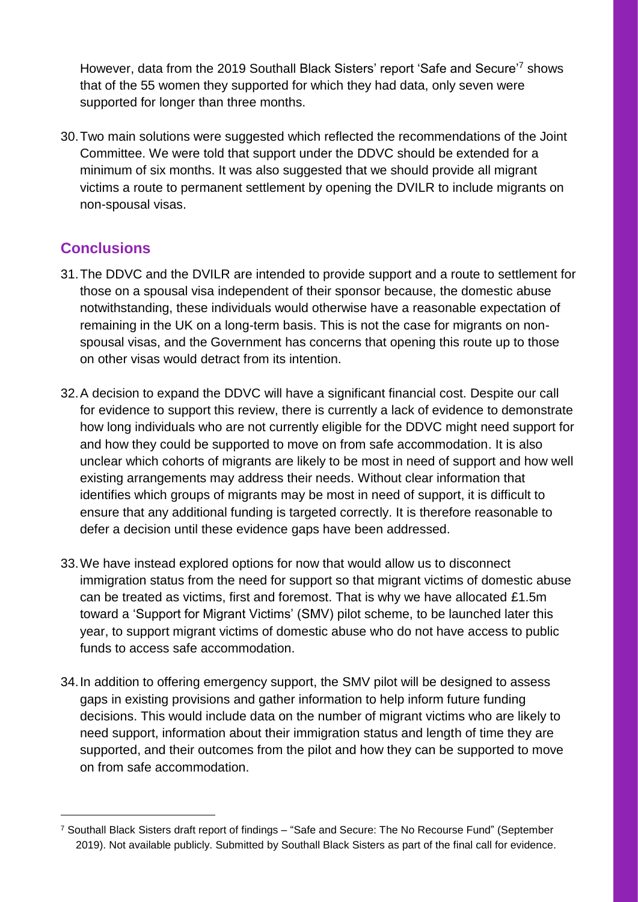However, data from the 2019 Southall Black Sisters' report 'Safe and Secure'[7] shows that of the 55 women they supported for which they had data, only seven were supported for longer than three months.

30. Two main solutions were suggested which reflected the recommendations of the Joint Committee. We were told that support under the DDVC should be extended for a minimum of six months. It was also suggested that we should provide all migrant victims a route to permanent settlement by opening the DVILR to include migrants on non-spousal visas.

## Conclusions

31. The DDVC and the DVILR are intended to provide support and a route to settlement for those on a spousal visa independent of their sponsor because, the domestic abuse notwithstanding, these individuals would otherwise have a reasonable expectation of remaining in the UK on a long-term basis. This is not the case for migrants on non-spousal visas, and the Government has concerns that opening this route up to those on other visas would detract from its intention.

32. A decision to expand the DDVC will have a significant financial cost. Despite our call for evidence to support this review, there is currently a lack of evidence to demonstrate how long individuals who are not currently eligible for the DDVC might need support for and how they could be supported to move on from safe accommodation. It is also unclear which cohorts of migrants are likely to be most in need of support and how well existing arrangements may address their needs. Without clear information that identifies which groups of migrants may be most in need of support, it is difficult to ensure that any additional funding is targeted correctly. It is therefore reasonable to defer a decision until these evidence gaps have been addressed.

33. We have instead explored options for now that would allow us to disconnect immigration status from the need for support so that migrant victims of domestic abuse can be treated as victims, first and foremost. That is why we have allocated £1.5m toward a 'Support for Migrant Victims' (SMV) pilot scheme, to be launched later this year, to support migrant victims of domestic abuse who do not have access to public funds to access safe accommodation.

34. In addition to offering emergency support, the SMV pilot will be designed to assess gaps in existing provisions and gather information to help inform future funding decisions. This would include data on the number of migrant victims who are likely to need support, information about their immigration status and length of time they are supported, and their outcomes from the pilot and how they can be supported to move on from safe accommodation.

---

[7] Southall Black Sisters draft report of findings – "Safe and Secure: The No Recourse Fund" (September 2019). Not available publicly. Submitted by Southall Black Sisters as part of the final call for evidence.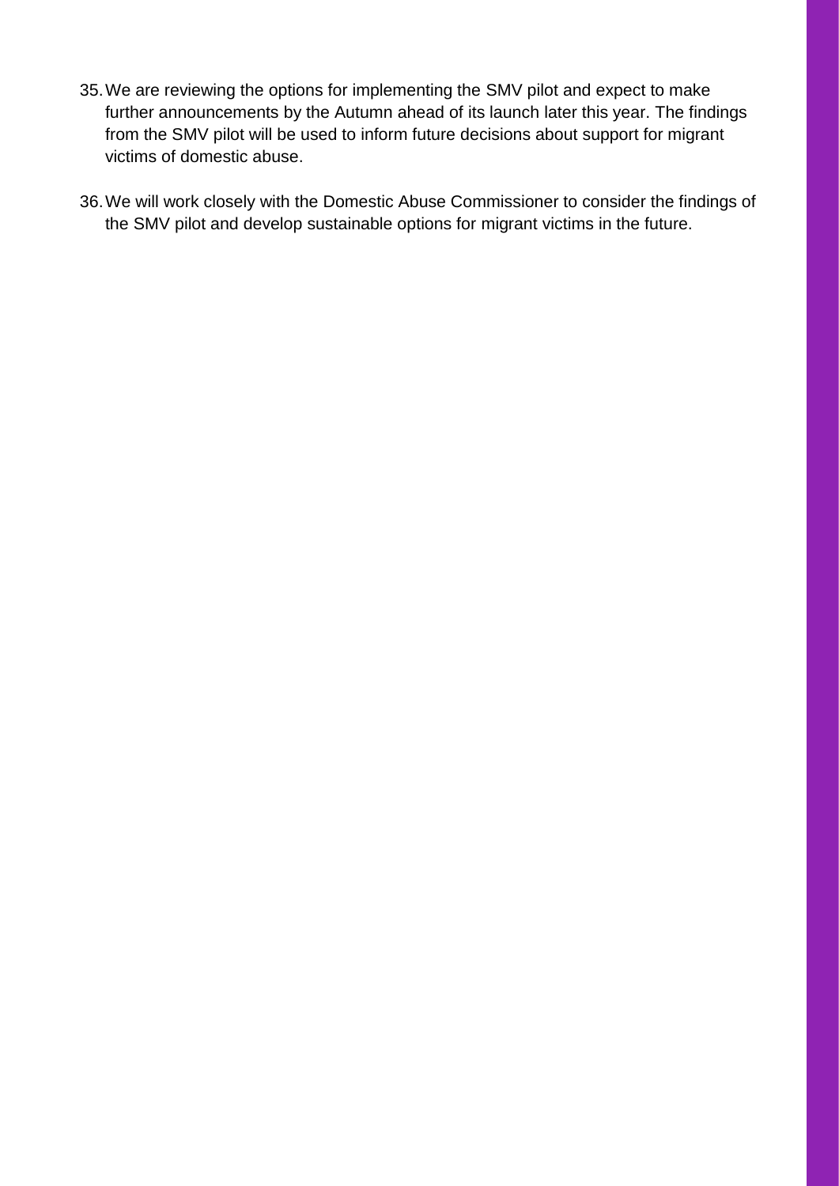35. We are reviewing the options for implementing the SMV pilot and expect to make further announcements by the Autumn ahead of its launch later this year. The findings from the SMV pilot will be used to inform future decisions about support for migrant victims of domestic abuse.

36. We will work closely with the Domestic Abuse Commissioner to consider the findings of the SMV pilot and develop sustainable options for migrant victims in the future.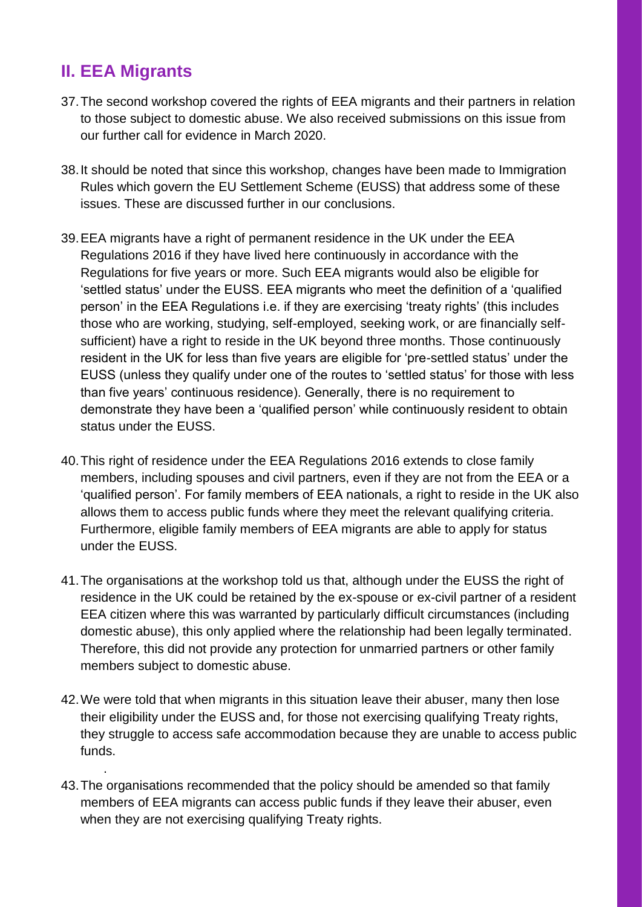## II. EEA Migrants

37. The second workshop covered the rights of EEA migrants and their partners in relation to those subject to domestic abuse. We also received submissions on this issue from our further call for evidence in March 2020.

38. It should be noted that since this workshop, changes have been made to Immigration Rules which govern the EU Settlement Scheme (EUSS) that address some of these issues. These are discussed further in our conclusions.

39. EEA migrants have a right of permanent residence in the UK under the EEA Regulations 2016 if they have lived here continuously in accordance with the Regulations for five years or more. Such EEA migrants would also be eligible for 'settled status' under the EUSS. EEA migrants who meet the definition of a 'qualified person' in the EEA Regulations i.e. if they are exercising 'treaty rights' (this includes those who are working, studying, self-employed, seeking work, or are financially self-sufficient) have a right to reside in the UK beyond three months. Those continuously resident in the UK for less than five years are eligible for 'pre-settled status' under the EUSS (unless they qualify under one of the routes to 'settled status' for those with less than five years' continuous residence). Generally, there is no requirement to demonstrate they have been a 'qualified person' while continuously resident to obtain status under the EUSS.

40. This right of residence under the EEA Regulations 2016 extends to close family members, including spouses and civil partners, even if they are not from the EEA or a 'qualified person'. For family members of EEA nationals, a right to reside in the UK also allows them to access public funds where they meet the relevant qualifying criteria. Furthermore, eligible family members of EEA migrants are able to apply for status under the EUSS.

41. The organisations at the workshop told us that, although under the EUSS the right of residence in the UK could be retained by the ex-spouse or ex-civil partner of a resident EEA citizen where this was warranted by particularly difficult circumstances (including domestic abuse), this only applied where the relationship had been legally terminated. Therefore, this did not provide any protection for unmarried partners or other family members subject to domestic abuse.

42. We were told that when migrants in this situation leave their abuser, many then lose their eligibility under the EUSS and, for those not exercising qualifying Treaty rights, they struggle to access safe accommodation because they are unable to access public funds.

43. The organisations recommended that the policy should be amended so that family members of EEA migrants can access public funds if they leave their abuser, even when they are not exercising qualifying Treaty rights.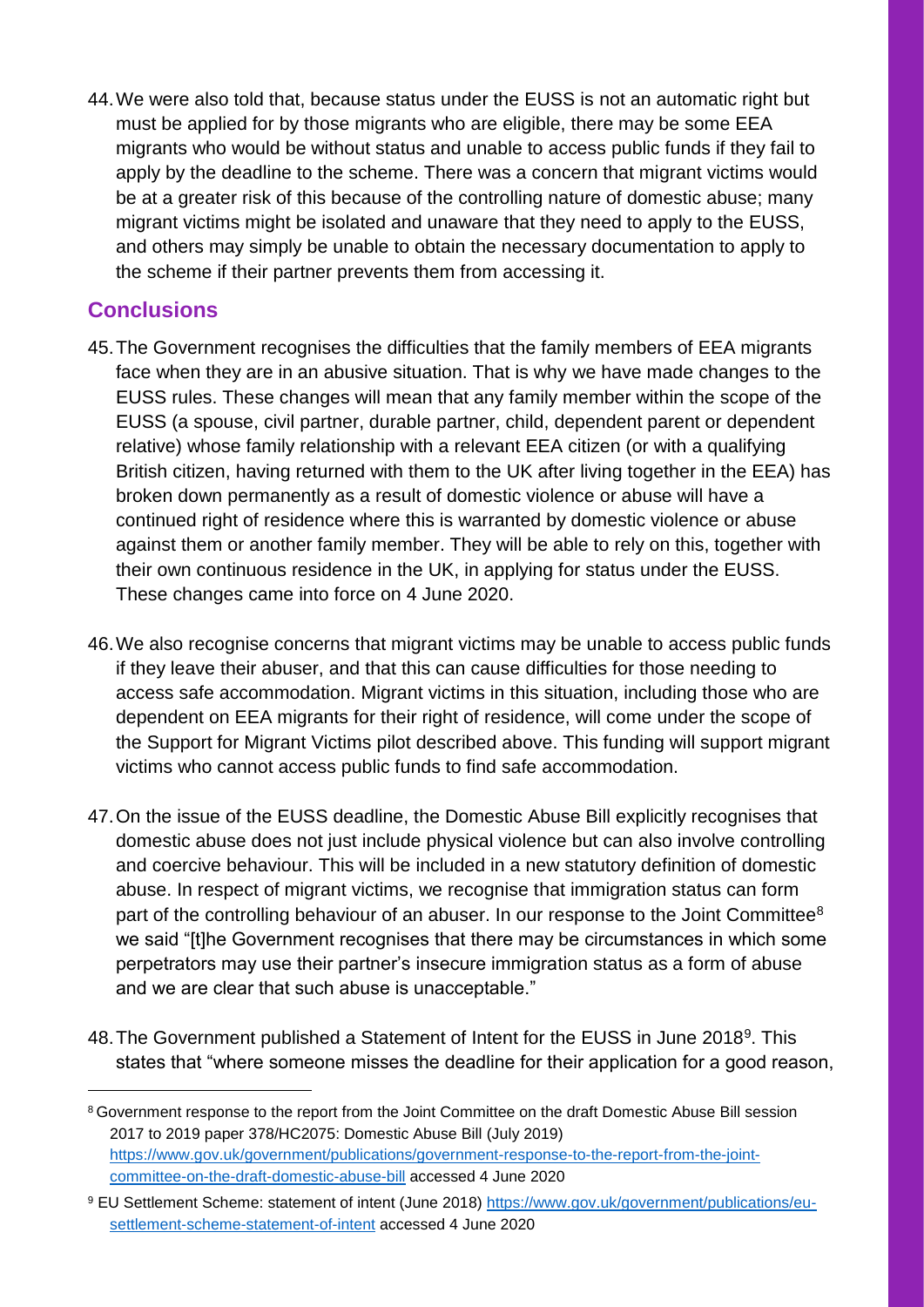44. We were also told that, because status under the EUSS is not an automatic right but must be applied for by those migrants who are eligible, there may be some EEA migrants who would be without status and unable to access public funds if they fail to apply by the deadline to the scheme. There was a concern that migrant victims would be at a greater risk of this because of the controlling nature of domestic abuse; many migrant victims might be isolated and unaware that they need to apply to the EUSS, and others may simply be unable to obtain the necessary documentation to apply to the scheme if their partner prevents them from accessing it.

## Conclusions

45. The Government recognises the difficulties that the family members of EEA migrants face when they are in an abusive situation. That is why we have made changes to the EUSS rules. These changes will mean that any family member within the scope of the EUSS (a spouse, civil partner, durable partner, child, dependent parent or dependent relative) whose family relationship with a relevant EEA citizen (or with a qualifying British citizen, having returned with them to the UK after living together in the EEA) has broken down permanently as a result of domestic violence or abuse will have a continued right of residence where this is warranted by domestic violence or abuse against them or another family member. They will be able to rely on this, together with their own continuous residence in the UK, in applying for status under the EUSS. These changes came into force on 4 June 2020.

46. We also recognise concerns that migrant victims may be unable to access public funds if they leave their abuser, and that this can cause difficulties for those needing to access safe accommodation. Migrant victims in this situation, including those who are dependent on EEA migrants for their right of residence, will come under the scope of the Support for Migrant Victims pilot described above. This funding will support migrant victims who cannot access public funds to find safe accommodation.

47. On the issue of the EUSS deadline, the Domestic Abuse Bill explicitly recognises that domestic abuse does not just include physical violence but can also involve controlling and coercive behaviour. This will be included in a new statutory definition of domestic abuse. In respect of migrant victims, we recognise that immigration status can form part of the controlling behaviour of an abuser. In our response to the Joint Committee[8] we said "[t]he Government recognises that there may be circumstances in which some perpetrators may use their partner's insecure immigration status as a form of abuse and we are clear that such abuse is unacceptable."

48. The Government published a Statement of Intent for the EUSS in June 2018[9]. This states that "where someone misses the deadline for their application for a good reason,

---

[8] Government response to the report from the Joint Committee on the draft Domestic Abuse Bill session 2017 to 2019 paper 378/HC2075: Domestic Abuse Bill (July 2019) https://www.gov.uk/government/publications/government-response-to-the-report-from-the-joint-committee-on-the-draft-domestic-abuse-bill accessed 4 June 2020

[9] EU Settlement Scheme: statement of intent (June 2018) https://www.gov.uk/government/publications/eu-settlement-scheme-statement-of-intent accessed 4 June 2020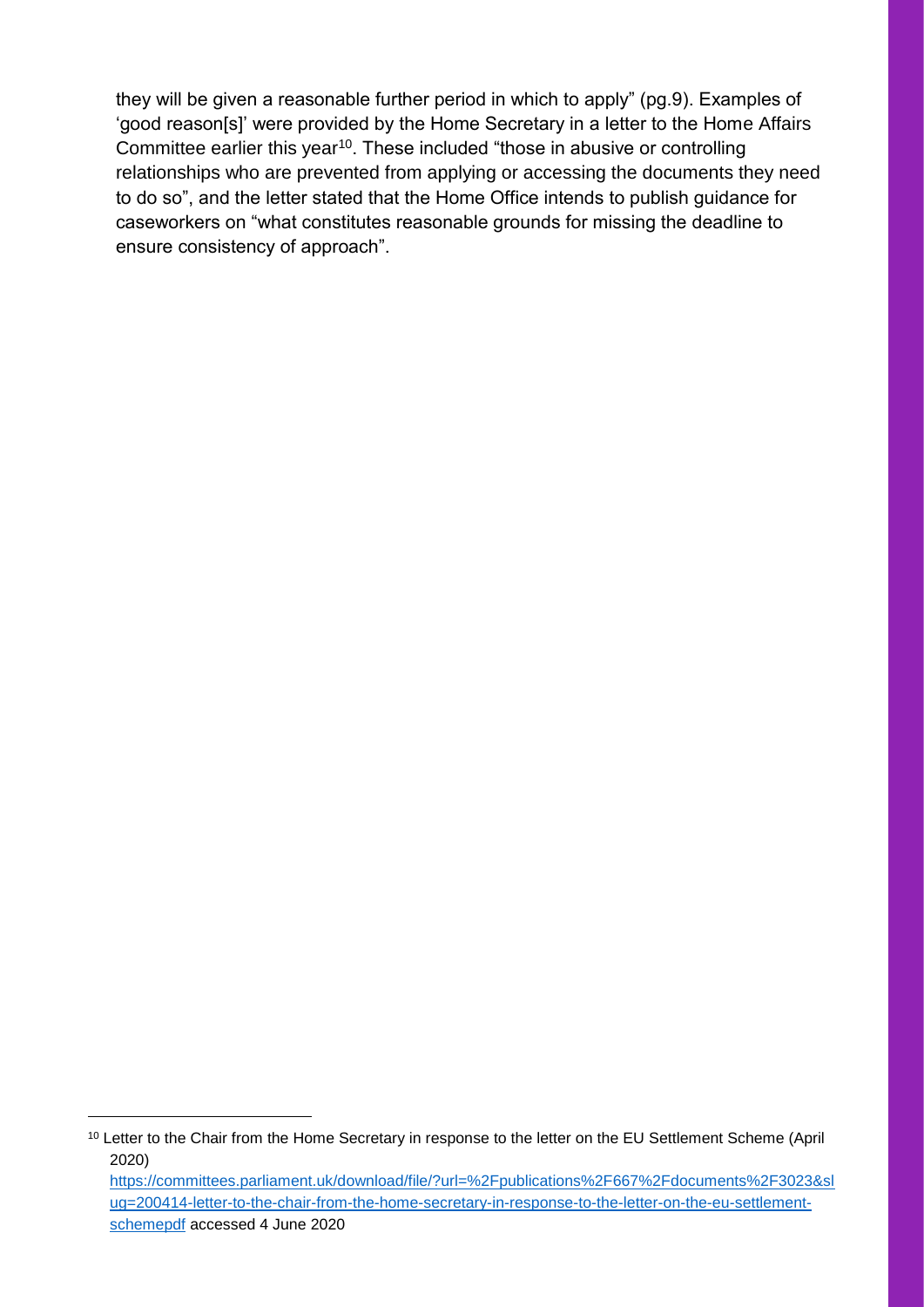they will be given a reasonable further period in which to apply" (pg.9). Examples of 'good reason[s]' were provided by the Home Secretary in a letter to the Home Affairs Committee earlier this year[10]. These included "those in abusive or controlling relationships who are prevented from applying or accessing the documents they need to do so", and the letter stated that the Home Office intends to publish guidance for caseworkers on "what constitutes reasonable grounds for missing the deadline to ensure consistency of approach".

---

[10] Letter to the Chair from the Home Secretary in response to the letter on the EU Settlement Scheme (April 2020) https://committees.parliament.uk/download/file/?url=%2Fpublications%2F667%2Fdocuments%2F3023&slug=200414-letter-to-the-chair-from-the-home-secretary-in-response-to-the-letter-on-the-eu-settlement-schemepdf accessed 4 June 2020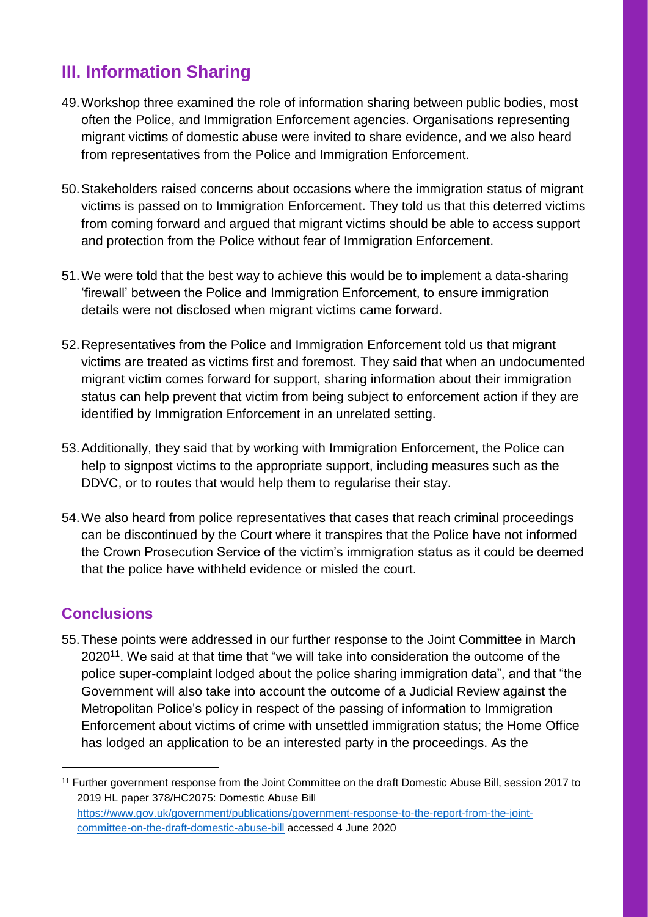## III. Information Sharing

49. Workshop three examined the role of information sharing between public bodies, most often the Police, and Immigration Enforcement agencies. Organisations representing migrant victims of domestic abuse were invited to share evidence, and we also heard from representatives from the Police and Immigration Enforcement.

50. Stakeholders raised concerns about occasions where the immigration status of migrant victims is passed on to Immigration Enforcement. They told us that this deterred victims from coming forward and argued that migrant victims should be able to access support and protection from the Police without fear of Immigration Enforcement.

51. We were told that the best way to achieve this would be to implement a data-sharing 'firewall' between the Police and Immigration Enforcement, to ensure immigration details were not disclosed when migrant victims came forward.

52. Representatives from the Police and Immigration Enforcement told us that migrant victims are treated as victims first and foremost. They said that when an undocumented migrant victim comes forward for support, sharing information about their immigration status can help prevent that victim from being subject to enforcement action if they are identified by Immigration Enforcement in an unrelated setting.

53. Additionally, they said that by working with Immigration Enforcement, the Police can help to signpost victims to the appropriate support, including measures such as the DDVC, or to routes that would help them to regularise their stay.

54. We also heard from police representatives that cases that reach criminal proceedings can be discontinued by the Court where it transpires that the Police have not informed the Crown Prosecution Service of the victim's immigration status as it could be deemed that the police have withheld evidence or misled the court.

### Conclusions

55. These points were addressed in our further response to the Joint Committee in March 2020[11]. We said at that time that "we will take into consideration the outcome of the police super-complaint lodged about the police sharing immigration data", and that "the Government will also take into account the outcome of a Judicial Review against the Metropolitan Police's policy in respect of the passing of information to Immigration Enforcement about victims of crime with unsettled immigration status; the Home Office has lodged an application to be an interested party in the proceedings. As the

---

[11] Further government response from the Joint Committee on the draft Domestic Abuse Bill, session 2017 to 2019 HL paper 378/HC2075: Domestic Abuse Bill https://www.gov.uk/government/publications/government-response-to-the-report-from-the-joint-committee-on-the-draft-domestic-abuse-bill accessed 4 June 2020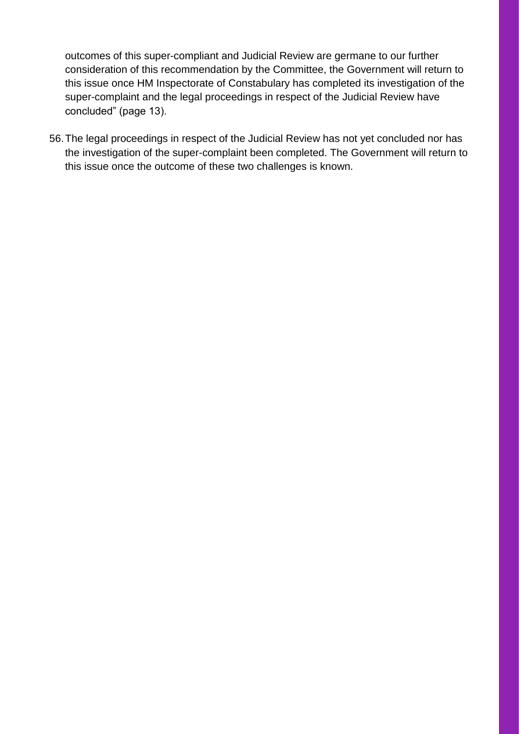outcomes of this super-compliant and Judicial Review are germane to our further consideration of this recommendation by the Committee, the Government will return to this issue once HM Inspectorate of Constabulary has completed its investigation of the super-complaint and the legal proceedings in respect of the Judicial Review have concluded" (page 13).

56. The legal proceedings in respect of the Judicial Review has not yet concluded nor has the investigation of the super-complaint been completed. The Government will return to this issue once the outcome of these two challenges is known.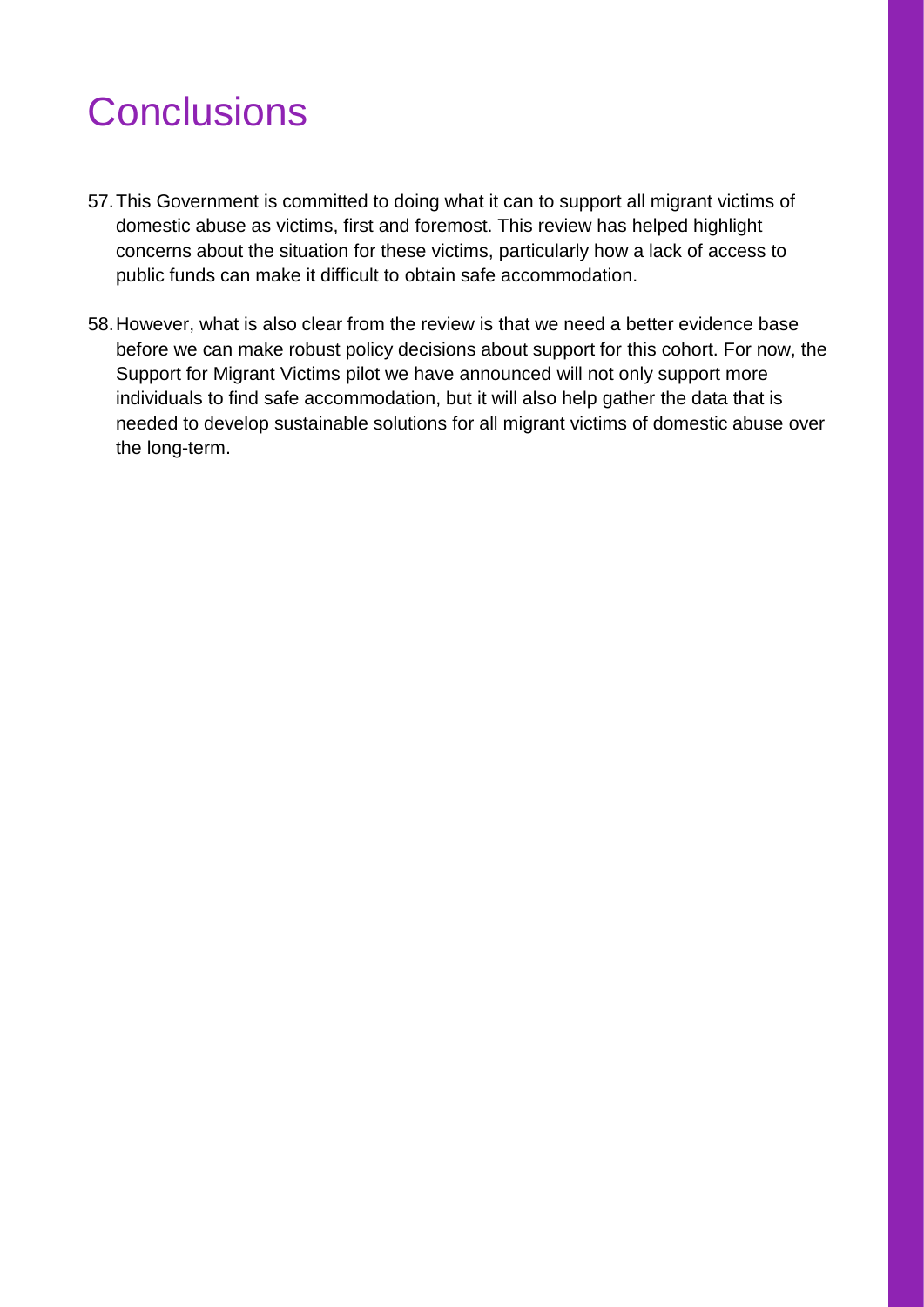# Conclusions

57. This Government is committed to doing what it can to support all migrant victims of domestic abuse as victims, first and foremost. This review has helped highlight concerns about the situation for these victims, particularly how a lack of access to public funds can make it difficult to obtain safe accommodation.

58. However, what is also clear from the review is that we need a better evidence base before we can make robust policy decisions about support for this cohort. For now, the Support for Migrant Victims pilot we have announced will not only support more individuals to find safe accommodation, but it will also help gather the data that is needed to develop sustainable solutions for all migrant victims of domestic abuse over the long-term.